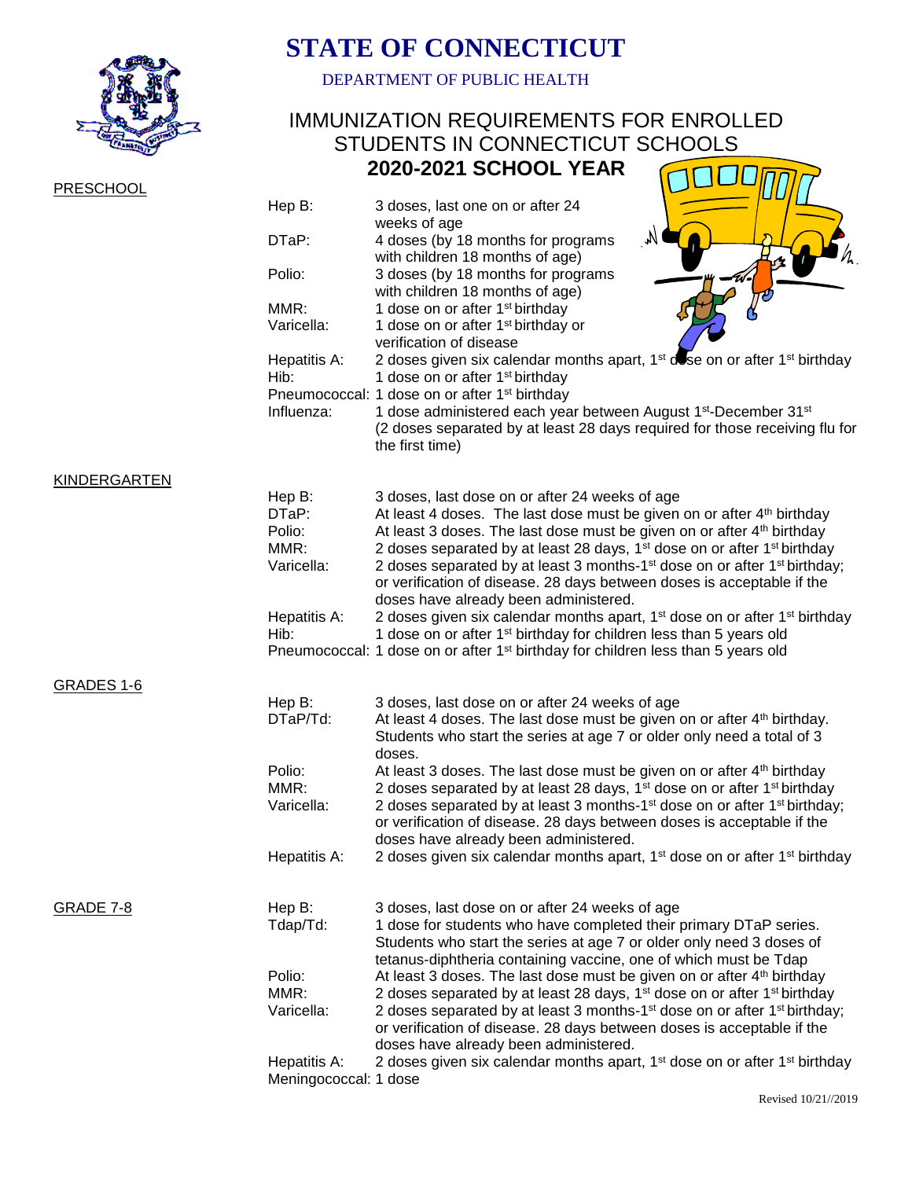# STATE OF CONNECTICUT

DEPARTMENT OF PUBLIC HEALTH

## IMMUNIZATION REQUIREMENTS FOR ENROLLED STUDENTS IN CONNECTICUT SCHOOLS

## 2020-2021 SCHOOL YEAR

### PRESCHOOL

| Vaccine | Requirement |
|---|---|
| Hep B: | 3 doses, last one on or after 24 weeks of age |
| DTaP: | 4 doses (by 18 months for programs with children 18 months of age) |
| Polio: | 3 doses (by 18 months for programs with children 18 months of age) |
| MMR: | 1 dose on or after 1st birthday |
| Varicella: | 1 dose on or after 1st birthday or verification of disease |
| Hepatitis A: | 2 doses given six calendar months apart, 1st dose on or after 1st birthday |
| Hib: | 1 dose on or after 1st birthday |
| Pneumococcal: | 1 dose on or after 1st birthday |
| Influenza: | 1 dose administered each year between August 1st-December 31st (2 doses separated by at least 28 days required for those receiving flu for the first time) |

### KINDERGARTEN

| Vaccine | Requirement |
|---|---|
| Hep B: | 3 doses, last dose on or after 24 weeks of age |
| DTaP: | At least 4 doses. The last dose must be given on or after 4th birthday |
| Polio: | At least 3 doses. The last dose must be given on or after 4th birthday |
| MMR: | 2 doses separated by at least 28 days, 1st dose on or after 1st birthday |
| Varicella: | 2 doses separated by at least 3 months-1st dose on or after 1st birthday; or verification of disease. 28 days between doses is acceptable if the doses have already been administered. |
| Hepatitis A: | 2 doses given six calendar months apart, 1st dose on or after 1st birthday |
| Hib: | 1 dose on or after 1st birthday for children less than 5 years old |
| Pneumococcal: | 1 dose on or after 1st birthday for children less than 5 years old |

### GRADES 1-6

| Vaccine | Requirement |
|---|---|
| Hep B: | 3 doses, last dose on or after 24 weeks of age |
| DTaP/Td: | At least 4 doses. The last dose must be given on or after 4th birthday. Students who start the series at age 7 or older only need a total of 3 doses. |
| Polio: | At least 3 doses. The last dose must be given on or after 4th birthday |
| MMR: | 2 doses separated by at least 28 days, 1st dose on or after 1st birthday |
| Varicella: | 2 doses separated by at least 3 months-1st dose on or after 1st birthday; or verification of disease. 28 days between doses is acceptable if the doses have already been administered. |
| Hepatitis A: | 2 doses given six calendar months apart, 1st dose on or after 1st birthday |

### GRADE 7-8

| Vaccine | Requirement |
|---|---|
| Hep B: | 3 doses, last dose on or after 24 weeks of age |
| Tdap/Td: | 1 dose for students who have completed their primary DTaP series. Students who start the series at age 7 or older only need 3 doses of tetanus-diphtheria containing vaccine, one of which must be Tdap |
| Polio: | At least 3 doses. The last dose must be given on or after 4th birthday |
| MMR: | 2 doses separated by at least 28 days, 1st dose on or after 1st birthday |
| Varicella: | 2 doses separated by at least 3 months-1st dose on or after 1st birthday; or verification of disease. 28 days between doses is acceptable if the doses have already been administered. |
| Hepatitis A: | 2 doses given six calendar months apart, 1st dose on or after 1st birthday |
| Meningococcal: | 1 dose |

Revised 10/21//2019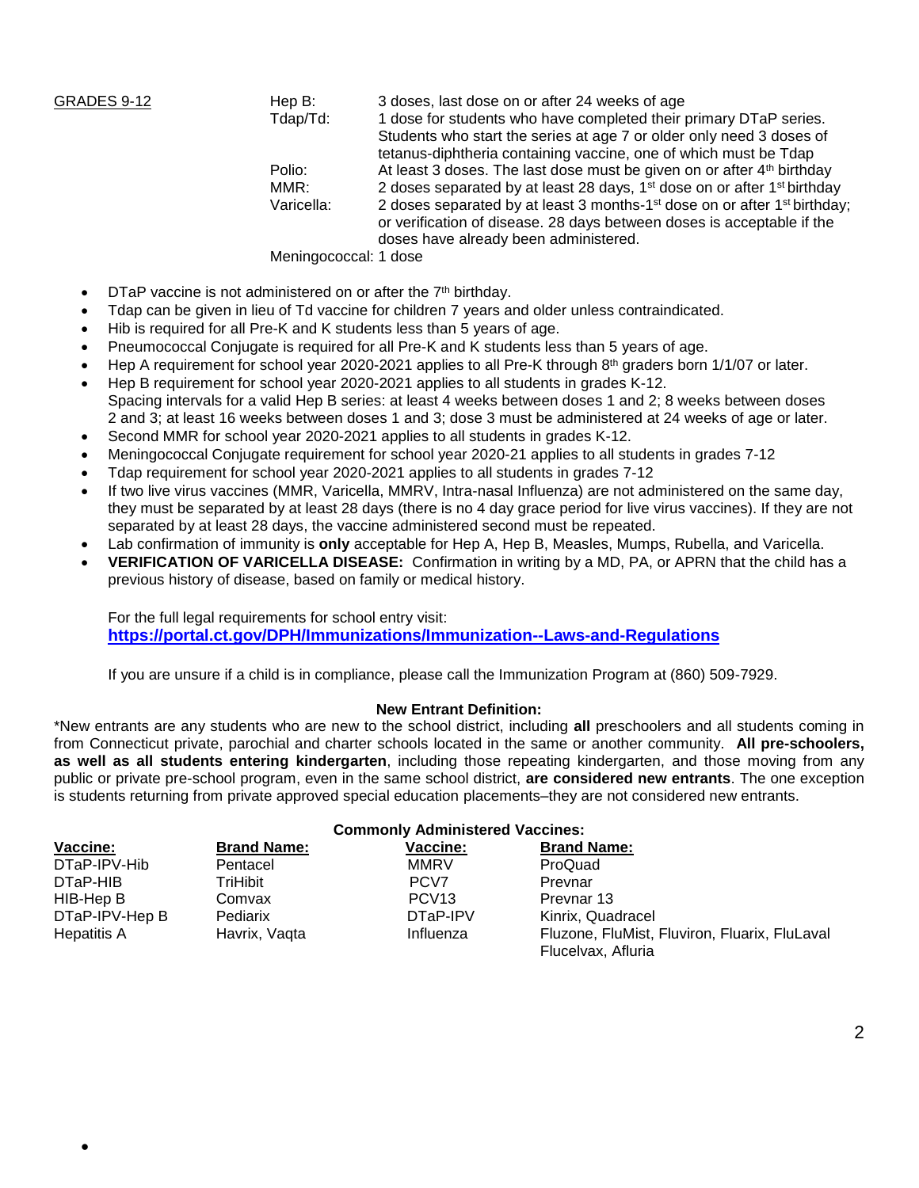GRADES 9-12

| | | |
|---|---|---|
| GRADES 9-12 | Hep B: | 3 doses, last dose on or after 24 weeks of age |
| | Tdap/Td: | 1 dose for students who have completed their primary DTaP series. Students who start the series at age 7 or older only need 3 doses of tetanus-diphtheria containing vaccine, one of which must be Tdap |
| | Polio: | At least 3 doses. The last dose must be given on or after 4th birthday |
| | MMR: | 2 doses separated by at least 28 days, 1st dose on or after 1st birthday |
| | Varicella: | 2 doses separated by at least 3 months-1st dose on or after 1st birthday; or verification of disease. 28 days between doses is acceptable if the doses have already been administered. |
| | Meningococcal: 1 dose | |

- DTaP vaccine is not administered on or after the 7th birthday.
- Tdap can be given in lieu of Td vaccine for children 7 years and older unless contraindicated.
- Hib is required for all Pre-K and K students less than 5 years of age.
- Pneumococcal Conjugate is required for all Pre-K and K students less than 5 years of age.
- Hep A requirement for school year 2020-2021 applies to all Pre-K through 8th graders born 1/1/07 or later.
- Hep B requirement for school year 2020-2021 applies to all students in grades K-12.
  Spacing intervals for a valid Hep B series: at least 4 weeks between doses 1 and 2; 8 weeks between doses 2 and 3; at least 16 weeks between doses 1 and 3; dose 3 must be administered at 24 weeks of age or later.
- Second MMR for school year 2020-2021 applies to all students in grades K-12.
- Meningococcal Conjugate requirement for school year 2020-21 applies to all students in grades 7-12
- Tdap requirement for school year 2020-2021 applies to all students in grades 7-12
- If two live virus vaccines (MMR, Varicella, MMRV, Intra-nasal Influenza) are not administered on the same day, they must be separated by at least 28 days (there is no 4 day grace period for live virus vaccines). If they are not separated by at least 28 days, the vaccine administered second must be repeated.
- Lab confirmation of immunity is **only** acceptable for Hep A, Hep B, Measles, Mumps, Rubella, and Varicella.
- **VERIFICATION OF VARICELLA DISEASE:** Confirmation in writing by a MD, PA, or APRN that the child has a previous history of disease, based on family or medical history.

For the full legal requirements for school entry visit:
**https://portal.ct.gov/DPH/Immunizations/Immunization--Laws-and-Regulations**

If you are unsure if a child is in compliance, please call the Immunization Program at (860) 509-7929.

**New Entrant Definition:**

*New entrants are any students who are new to the school district, including **all** preschoolers and all students coming in from Connecticut private, parochial and charter schools located in the same or another community. **All pre-schoolers, as well as all students entering kindergarten**, including those repeating kindergarten, and those moving from any public or private pre-school program, even in the same school district, **are considered new entrants**. The one exception is students returning from private approved special education placements–they are not considered new entrants.

**Commonly Administered Vaccines:**

| **Vaccine:** | **Brand Name:** | **Vaccine:** | **Brand Name:** |
|---|---|---|---|
| DTaP-IPV-Hib | Pentacel | MMRV | ProQuad |
| DTaP-HIB | TriHibit | PCV7 | Prevnar |
| HIB-Hep B | Comvax | PCV13 | Prevnar 13 |
| DTaP-IPV-Hep B | Pediarix | DTaP-IPV | Kinrix, Quadracel |
| Hepatitis A | Havrix, Vaqta | Influenza | Fluzone, FluMist, Fluviron, Fluarix, FluLaval Flucelvax, Afluria |